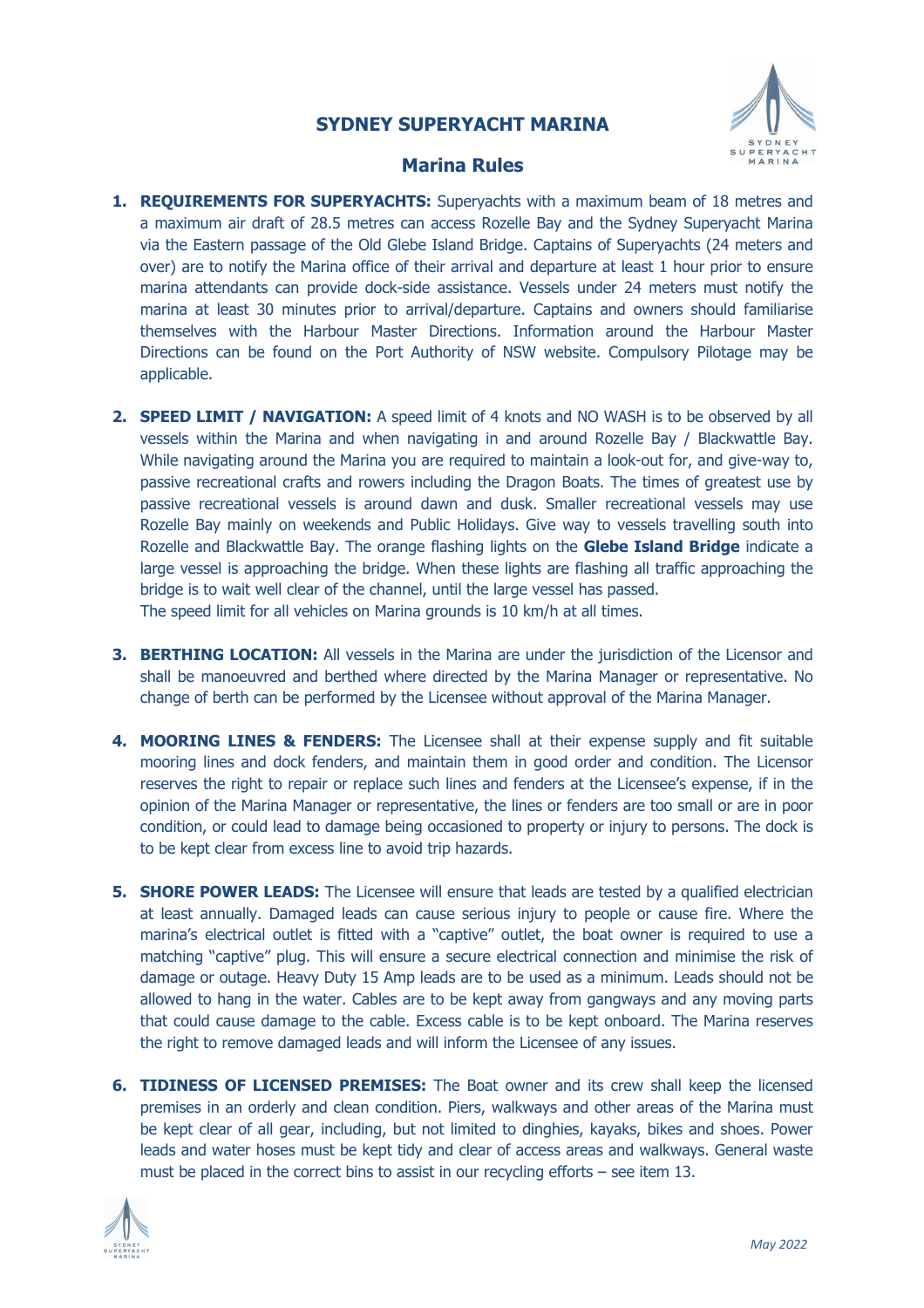# SYDNEY SUPERYACHT MARINA

## Marina Rules

1. **REQUIREMENTS FOR SUPERYACHTS:** Superyachts with a maximum beam of 18 metres and a maximum air draft of 28.5 metres can access Rozelle Bay and the Sydney Superyacht Marina via the Eastern passage of the Old Glebe Island Bridge. Captains of Superyachts (24 meters and over) are to notify the Marina office of their arrival and departure at least 1 hour prior to ensure marina attendants can provide dock-side assistance. Vessels under 24 meters must notify the marina at least 30 minutes prior to arrival/departure. Captains and owners should familiarise themselves with the Harbour Master Directions. Information around the Harbour Master Directions can be found on the Port Authority of NSW website. Compulsory Pilotage may be applicable.

2. **SPEED LIMIT / NAVIGATION:** A speed limit of 4 knots and NO WASH is to be observed by all vessels within the Marina and when navigating in and around Rozelle Bay / Blackwattle Bay. While navigating around the Marina you are required to maintain a look-out for, and give-way to, passive recreational crafts and rowers including the Dragon Boats. The times of greatest use by passive recreational vessels is around dawn and dusk. Smaller recreational vessels may use Rozelle Bay mainly on weekends and Public Holidays. Give way to vessels travelling south into Rozelle and Blackwattle Bay. The orange flashing lights on the **Glebe Island Bridge** indicate a large vessel is approaching the bridge. When these lights are flashing all traffic approaching the bridge is to wait well clear of the channel, until the large vessel has passed.
   The speed limit for all vehicles on Marina grounds is 10 km/h at all times.

3. **BERTHING LOCATION:** All vessels in the Marina are under the jurisdiction of the Licensor and shall be manoeuvred and berthed where directed by the Marina Manager or representative. No change of berth can be performed by the Licensee without approval of the Marina Manager.

4. **MOORING LINES & FENDERS:** The Licensee shall at their expense supply and fit suitable mooring lines and dock fenders, and maintain them in good order and condition. The Licensor reserves the right to repair or replace such lines and fenders at the Licensee's expense, if in the opinion of the Marina Manager or representative, the lines or fenders are too small or are in poor condition, or could lead to damage being occasioned to property or injury to persons. The dock is to be kept clear from excess line to avoid trip hazards.

5. **SHORE POWER LEADS:** The Licensee will ensure that leads are tested by a qualified electrician at least annually. Damaged leads can cause serious injury to people or cause fire. Where the marina's electrical outlet is fitted with a "captive" outlet, the boat owner is required to use a matching "captive" plug. This will ensure a secure electrical connection and minimise the risk of damage or outage. Heavy Duty 15 Amp leads are to be used as a minimum. Leads should not be allowed to hang in the water. Cables are to be kept away from gangways and any moving parts that could cause damage to the cable. Excess cable is to be kept onboard. The Marina reserves the right to remove damaged leads and will inform the Licensee of any issues.

6. **TIDINESS OF LICENSED PREMISES:** The Boat owner and its crew shall keep the licensed premises in an orderly and clean condition. Piers, walkways and other areas of the Marina must be kept clear of all gear, including, but not limited to dinghies, kayaks, bikes and shoes. Power leads and water hoses must be kept tidy and clear of access areas and walkways. General waste must be placed in the correct bins to assist in our recycling efforts – see item 13.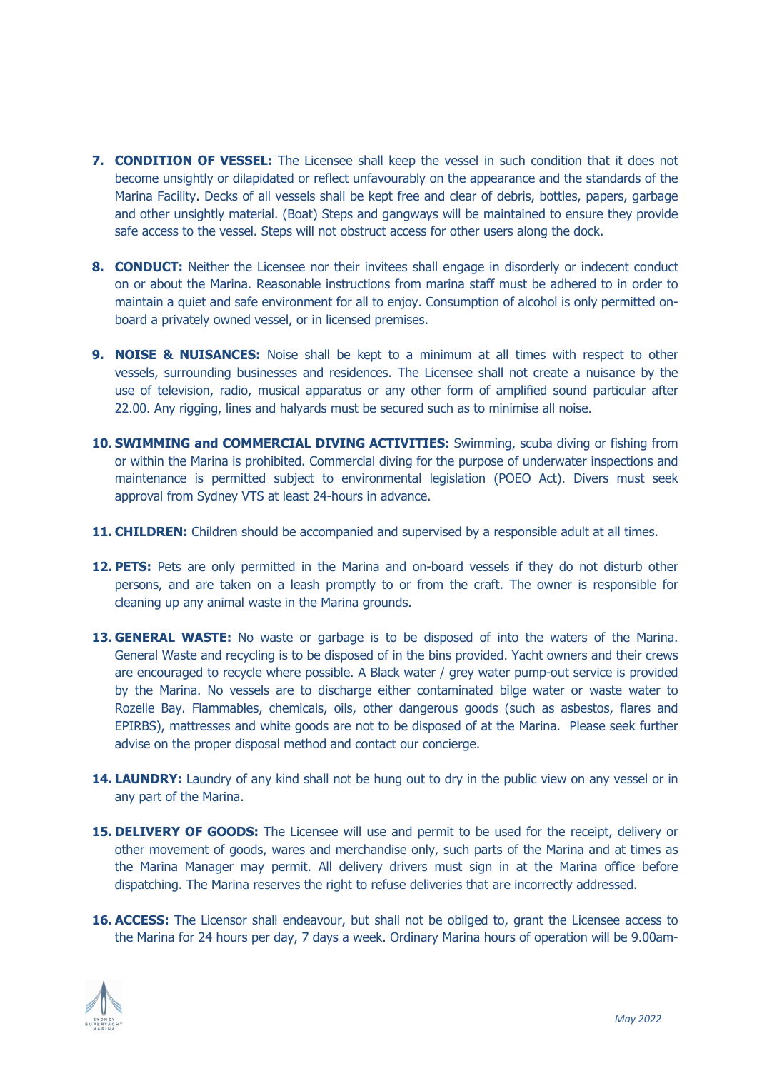7. **CONDITION OF VESSEL:** The Licensee shall keep the vessel in such condition that it does not become unsightly or dilapidated or reflect unfavourably on the appearance and the standards of the Marina Facility. Decks of all vessels shall be kept free and clear of debris, bottles, papers, garbage and other unsightly material. (Boat) Steps and gangways will be maintained to ensure they provide safe access to the vessel. Steps will not obstruct access for other users along the dock.

8. **CONDUCT:** Neither the Licensee nor their invitees shall engage in disorderly or indecent conduct on or about the Marina. Reasonable instructions from marina staff must be adhered to in order to maintain a quiet and safe environment for all to enjoy. Consumption of alcohol is only permitted on-board a privately owned vessel, or in licensed premises.

9. **NOISE & NUISANCES:** Noise shall be kept to a minimum at all times with respect to other vessels, surrounding businesses and residences. The Licensee shall not create a nuisance by the use of television, radio, musical apparatus or any other form of amplified sound particular after 22.00. Any rigging, lines and halyards must be secured such as to minimise all noise.

10. **SWIMMING and COMMERCIAL DIVING ACTIVITIES:** Swimming, scuba diving or fishing from or within the Marina is prohibited. Commercial diving for the purpose of underwater inspections and maintenance is permitted subject to environmental legislation (POEO Act). Divers must seek approval from Sydney VTS at least 24-hours in advance.

11. **CHILDREN:** Children should be accompanied and supervised by a responsible adult at all times.

12. **PETS:** Pets are only permitted in the Marina and on-board vessels if they do not disturb other persons, and are taken on a leash promptly to or from the craft. The owner is responsible for cleaning up any animal waste in the Marina grounds.

13. **GENERAL WASTE:** No waste or garbage is to be disposed of into the waters of the Marina. General Waste and recycling is to be disposed of in the bins provided. Yacht owners and their crews are encouraged to recycle where possible. A Black water / grey water pump-out service is provided by the Marina. No vessels are to discharge either contaminated bilge water or waste water to Rozelle Bay. Flammables, chemicals, oils, other dangerous goods (such as asbestos, flares and EPIRBS), mattresses and white goods are not to be disposed of at the Marina. Please seek further advise on the proper disposal method and contact our concierge.

14. **LAUNDRY:** Laundry of any kind shall not be hung out to dry in the public view on any vessel or in any part of the Marina.

15. **DELIVERY OF GOODS:** The Licensee will use and permit to be used for the receipt, delivery or other movement of goods, wares and merchandise only, such parts of the Marina and at times as the Marina Manager may permit. All delivery drivers must sign in at the Marina office before dispatching. The Marina reserves the right to refuse deliveries that are incorrectly addressed.

16. **ACCESS:** The Licensor shall endeavour, but shall not be obliged to, grant the Licensee access to the Marina for 24 hours per day, 7 days a week. Ordinary Marina hours of operation will be 9.00am-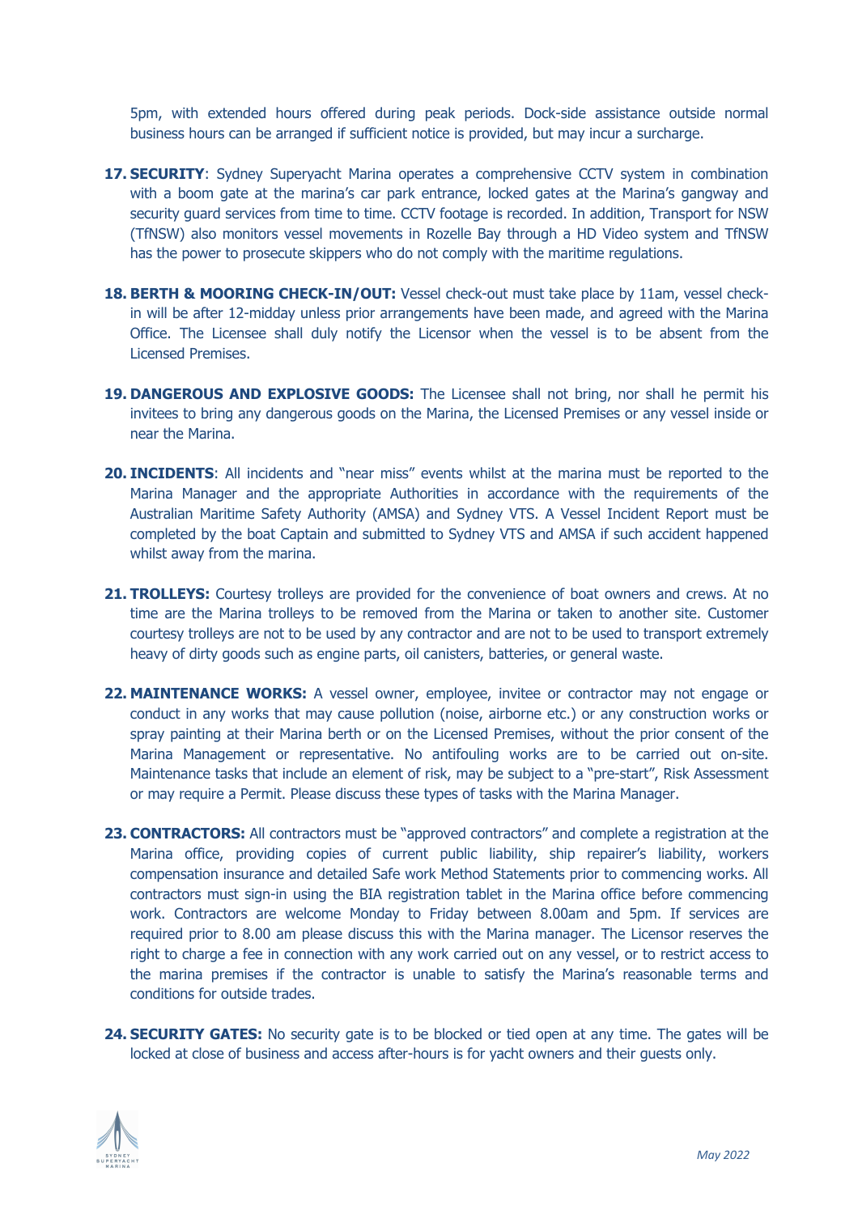5pm, with extended hours offered during peak periods. Dock-side assistance outside normal business hours can be arranged if sufficient notice is provided, but may incur a surcharge.

17. **SECURITY**: Sydney Superyacht Marina operates a comprehensive CCTV system in combination with a boom gate at the marina's car park entrance, locked gates at the Marina's gangway and security guard services from time to time. CCTV footage is recorded. In addition, Transport for NSW (TfNSW) also monitors vessel movements in Rozelle Bay through a HD Video system and TfNSW has the power to prosecute skippers who do not comply with the maritime regulations.

18. **BERTH & MOORING CHECK-IN/OUT:** Vessel check-out must take place by 11am, vessel check-in will be after 12-midday unless prior arrangements have been made, and agreed with the Marina Office. The Licensee shall duly notify the Licensor when the vessel is to be absent from the Licensed Premises.

19. **DANGEROUS AND EXPLOSIVE GOODS:** The Licensee shall not bring, nor shall he permit his invitees to bring any dangerous goods on the Marina, the Licensed Premises or any vessel inside or near the Marina.

20. **INCIDENTS**: All incidents and "near miss" events whilst at the marina must be reported to the Marina Manager and the appropriate Authorities in accordance with the requirements of the Australian Maritime Safety Authority (AMSA) and Sydney VTS. A Vessel Incident Report must be completed by the boat Captain and submitted to Sydney VTS and AMSA if such accident happened whilst away from the marina.

21. **TROLLEYS:** Courtesy trolleys are provided for the convenience of boat owners and crews. At no time are the Marina trolleys to be removed from the Marina or taken to another site. Customer courtesy trolleys are not to be used by any contractor and are not to be used to transport extremely heavy of dirty goods such as engine parts, oil canisters, batteries, or general waste.

22. **MAINTENANCE WORKS:** A vessel owner, employee, invitee or contractor may not engage or conduct in any works that may cause pollution (noise, airborne etc.) or any construction works or spray painting at their Marina berth or on the Licensed Premises, without the prior consent of the Marina Management or representative. No antifouling works are to be carried out on-site. Maintenance tasks that include an element of risk, may be subject to a "pre-start", Risk Assessment or may require a Permit. Please discuss these types of tasks with the Marina Manager.

23. **CONTRACTORS:** All contractors must be "approved contractors" and complete a registration at the Marina office, providing copies of current public liability, ship repairer's liability, workers compensation insurance and detailed Safe work Method Statements prior to commencing works. All contractors must sign-in using the BIA registration tablet in the Marina office before commencing work. Contractors are welcome Monday to Friday between 8.00am and 5pm. If services are required prior to 8.00 am please discuss this with the Marina manager. The Licensor reserves the right to charge a fee in connection with any work carried out on any vessel, or to restrict access to the marina premises if the contractor is unable to satisfy the Marina's reasonable terms and conditions for outside trades.

24. **SECURITY GATES:** No security gate is to be blocked or tied open at any time. The gates will be locked at close of business and access after-hours is for yacht owners and their guests only.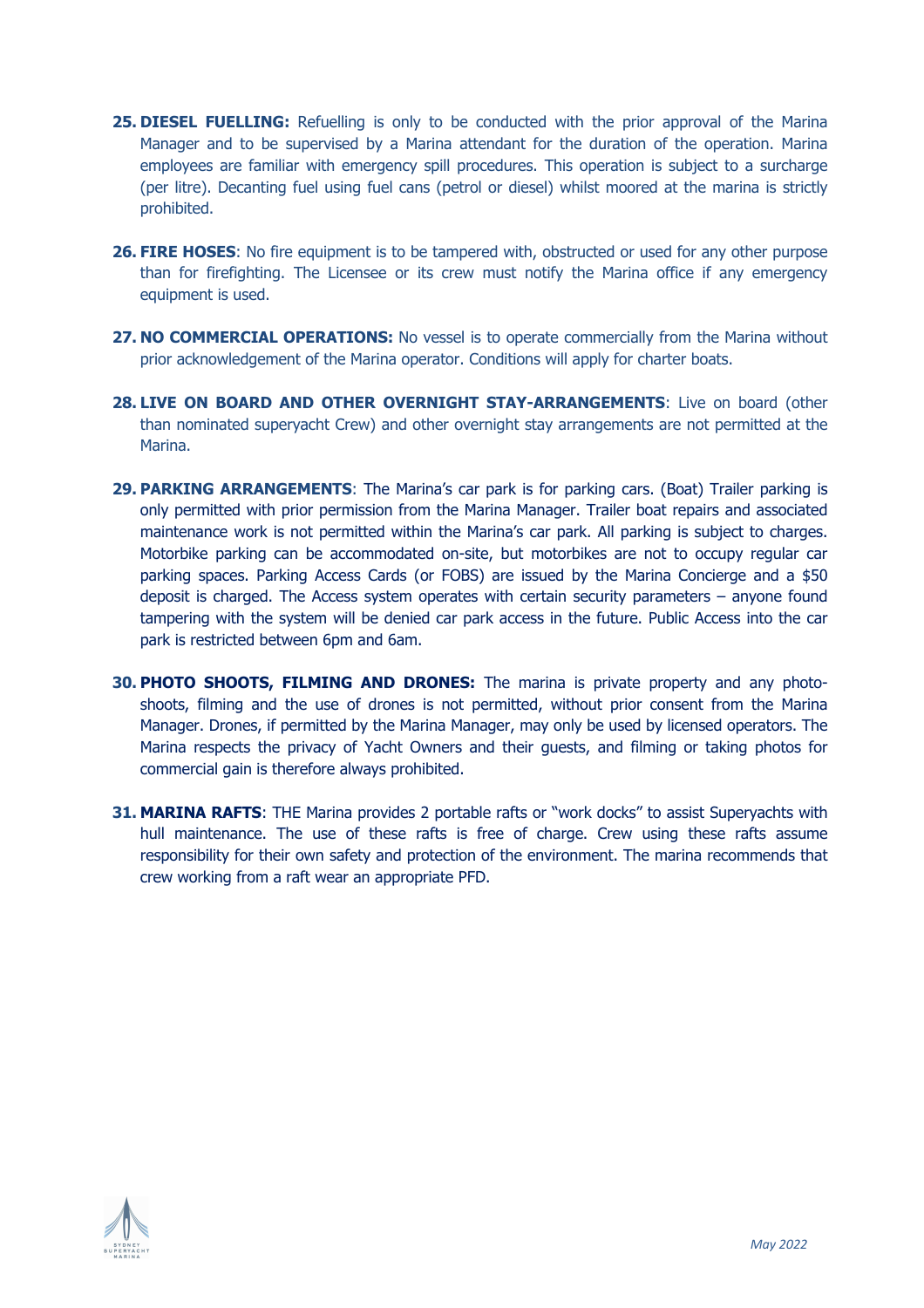25. **DIESEL FUELLING:** Refuelling is only to be conducted with the prior approval of the Marina Manager and to be supervised by a Marina attendant for the duration of the operation. Marina employees are familiar with emergency spill procedures. This operation is subject to a surcharge (per litre). Decanting fuel using fuel cans (petrol or diesel) whilst moored at the marina is strictly prohibited.

26. **FIRE HOSES**: No fire equipment is to be tampered with, obstructed or used for any other purpose than for firefighting. The Licensee or its crew must notify the Marina office if any emergency equipment is used.

27. **NO COMMERCIAL OPERATIONS:** No vessel is to operate commercially from the Marina without prior acknowledgement of the Marina operator. Conditions will apply for charter boats.

28. **LIVE ON BOARD AND OTHER OVERNIGHT STAY-ARRANGEMENTS**: Live on board (other than nominated superyacht Crew) and other overnight stay arrangements are not permitted at the Marina.

29. **PARKING ARRANGEMENTS**: The Marina's car park is for parking cars. (Boat) Trailer parking is only permitted with prior permission from the Marina Manager. Trailer boat repairs and associated maintenance work is not permitted within the Marina's car park. All parking is subject to charges. Motorbike parking can be accommodated on-site, but motorbikes are not to occupy regular car parking spaces. Parking Access Cards (or FOBS) are issued by the Marina Concierge and a $50 deposit is charged. The Access system operates with certain security parameters – anyone found tampering with the system will be denied car park access in the future. Public Access into the car park is restricted between 6pm and 6am.

30. **PHOTO SHOOTS, FILMING AND DRONES:** The marina is private property and any photo-shoots, filming and the use of drones is not permitted, without prior consent from the Marina Manager. Drones, if permitted by the Marina Manager, may only be used by licensed operators. The Marina respects the privacy of Yacht Owners and their guests, and filming or taking photos for commercial gain is therefore always prohibited.

31. **MARINA RAFTS**: THE Marina provides 2 portable rafts or "work docks" to assist Superyachts with hull maintenance. The use of these rafts is free of charge. Crew using these rafts assume responsibility for their own safety and protection of the environment. The marina recommends that crew working from a raft wear an appropriate PFD.